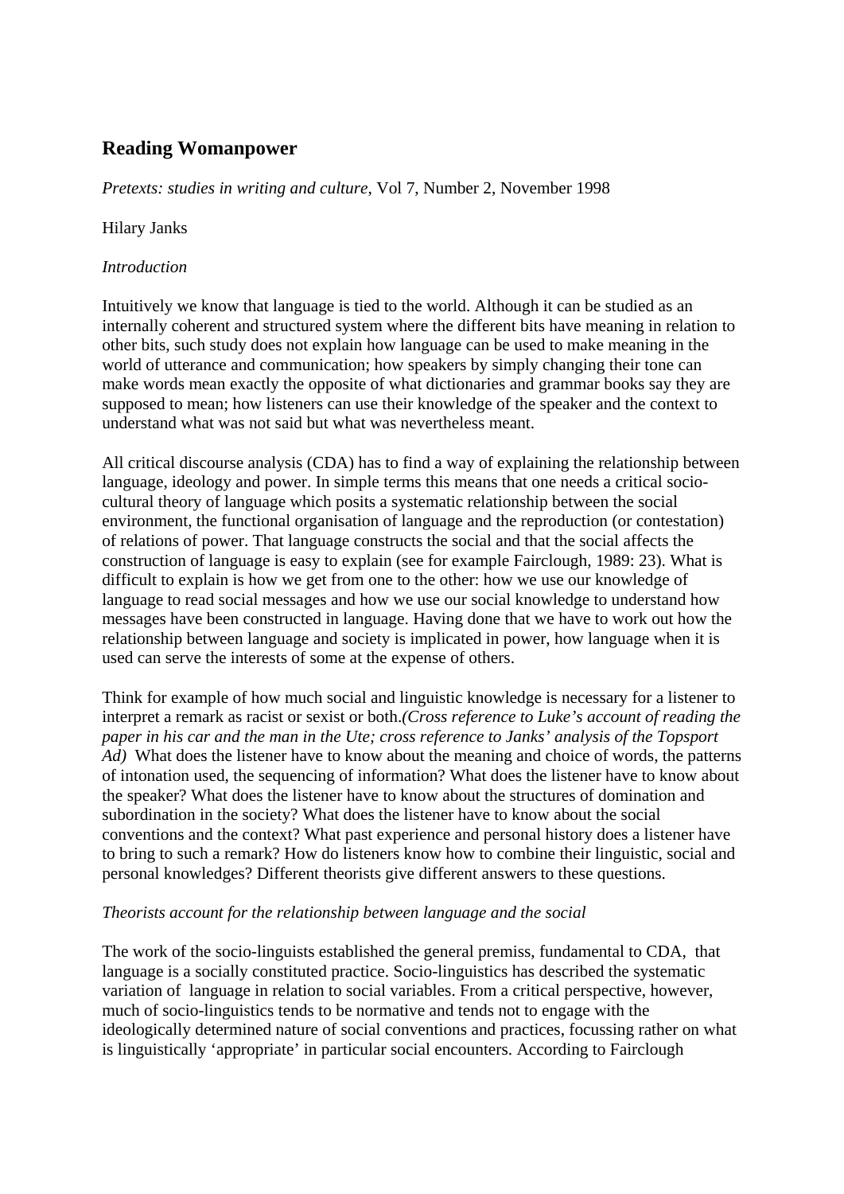# Reading Womanpower

*Pretexts: studies in writing and culture*, Vol 7, Number 2, November 1998

Hilary Janks

*Introduction*

Intuitively we know that language is tied to the world. Although it can be studied as an internally coherent and structured system where the different bits have meaning in relation to other bits, such study does not explain how language can be used to make meaning in the world of utterance and communication; how speakers by simply changing their tone can make words mean exactly the opposite of what dictionaries and grammar books say they are supposed to mean; how listeners can use their knowledge of the speaker and the context to understand what was not said but what was nevertheless meant.

All critical discourse analysis (CDA) has to find a way of explaining the relationship between language, ideology and power. In simple terms this means that one needs a critical socio-cultural theory of language which posits a systematic relationship between the social environment, the functional organisation of language and the reproduction (or contestation) of relations of power. That language constructs the social and that the social affects the construction of language is easy to explain (see for example Fairclough, 1989: 23). What is difficult to explain is how we get from one to the other: how we use our knowledge of language to read social messages and how we use our social knowledge to understand how messages have been constructed in language. Having done that we have to work out how the relationship between language and society is implicated in power, how language when it is used can serve the interests of some at the expense of others.

Think for example of how much social and linguistic knowledge is necessary for a listener to interpret a remark as racist or sexist or both.*(Cross reference to Luke's account of reading the paper in his car and the man in the Ute; cross reference to Janks' analysis of the Topsport Ad)* What does the listener have to know about the meaning and choice of words, the patterns of intonation used, the sequencing of information? What does the listener have to know about the speaker? What does the listener have to know about the structures of domination and subordination in the society? What does the listener have to know about the social conventions and the context? What past experience and personal history does a listener have to bring to such a remark? How do listeners know how to combine their linguistic, social and personal knowledges? Different theorists give different answers to these questions.

*Theorists account for the relationship between language and the social*

The work of the socio-linguists established the general premiss, fundamental to CDA, that language is a socially constituted practice. Socio-linguistics has described the systematic variation of language in relation to social variables. From a critical perspective, however, much of socio-linguistics tends to be normative and tends not to engage with the ideologically determined nature of social conventions and practices, focussing rather on what is linguistically 'appropriate' in particular social encounters. According to Fairclough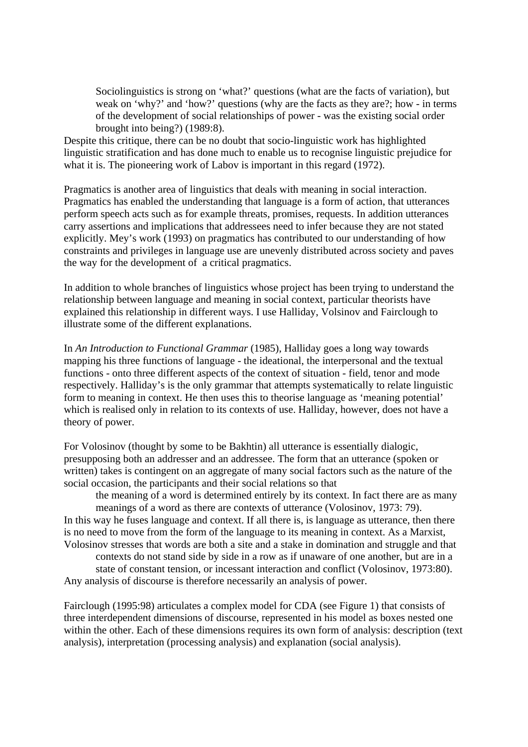> Sociolinguistics is strong on 'what?' questions (what are the facts of variation), but weak on 'why?' and 'how?' questions (why are the facts as they are?; how - in terms of the development of social relationships of power - was the existing social order brought into being?) (1989:8).

Despite this critique, there can be no doubt that socio-linguistic work has highlighted linguistic stratification and has done much to enable us to recognise linguistic prejudice for what it is. The pioneering work of Labov is important in this regard (1972).

Pragmatics is another area of linguistics that deals with meaning in social interaction. Pragmatics has enabled the understanding that language is a form of action, that utterances perform speech acts such as for example threats, promises, requests. In addition utterances carry assertions and implications that addressees need to infer because they are not stated explicitly. Mey's work (1993) on pragmatics has contributed to our understanding of how constraints and privileges in language use are unevenly distributed across society and paves the way for the development of a critical pragmatics.

In addition to whole branches of linguistics whose project has been trying to understand the relationship between language and meaning in social context, particular theorists have explained this relationship in different ways. I use Halliday, Volsinov and Fairclough to illustrate some of the different explanations.

In *An Introduction to Functional Grammar* (1985), Halliday goes a long way towards mapping his three functions of language - the ideational, the interpersonal and the textual functions - onto three different aspects of the context of situation - field, tenor and mode respectively. Halliday's is the only grammar that attempts systematically to relate linguistic form to meaning in context. He then uses this to theorise language as 'meaning potential' which is realised only in relation to its contexts of use. Halliday, however, does not have a theory of power.

For Volosinov (thought by some to be Bakhtin) all utterance is essentially dialogic, presupposing both an addresser and an addressee. The form that an utterance (spoken or written) takes is contingent on an aggregate of many social factors such as the nature of the social occasion, the participants and their social relations so that

> the meaning of a word is determined entirely by its context. In fact there are as many meanings of a word as there are contexts of utterance (Volosinov, 1973: 79).

In this way he fuses language and context. If all there is, is language as utterance, then there is no need to move from the form of the language to its meaning in context. As a Marxist, Volosinov stresses that words are both a site and a stake in domination and struggle and that

> contexts do not stand side by side in a row as if unaware of one another, but are in a state of constant tension, or incessant interaction and conflict (Volosinov, 1973:80).

Any analysis of discourse is therefore necessarily an analysis of power.

Fairclough (1995:98) articulates a complex model for CDA (see Figure 1) that consists of three interdependent dimensions of discourse, represented in his model as boxes nested one within the other. Each of these dimensions requires its own form of analysis: description (text analysis), interpretation (processing analysis) and explanation (social analysis).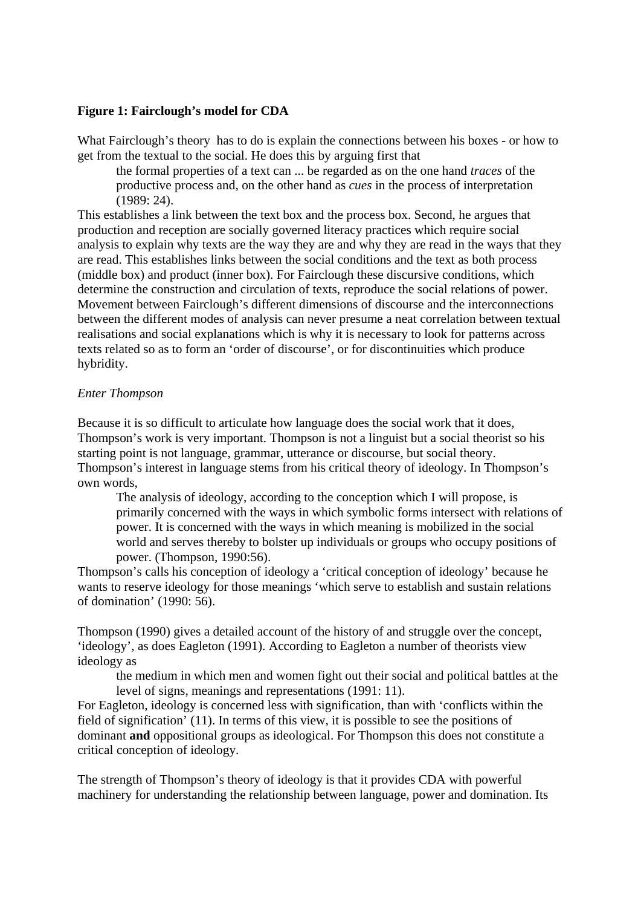**Figure 1: Fairclough's model for CDA**

What Fairclough's theory has to do is explain the connections between his boxes - or how to get from the textual to the social. He does this by arguing first that

> the formal properties of a text can ... be regarded as on the one hand *traces* of the productive process and, on the other hand as *cues* in the process of interpretation (1989: 24).

This establishes a link between the text box and the process box. Second, he argues that production and reception are socially governed literacy practices which require social analysis to explain why texts are the way they are and why they are read in the ways that they are read. This establishes links between the social conditions and the text as both process (middle box) and product (inner box). For Fairclough these discursive conditions, which determine the construction and circulation of texts, reproduce the social relations of power. Movement between Fairclough's different dimensions of discourse and the interconnections between the different modes of analysis can never presume a neat correlation between textual realisations and social explanations which is why it is necessary to look for patterns across texts related so as to form an 'order of discourse', or for discontinuities which produce hybridity.

*Enter Thompson*

Because it is so difficult to articulate how language does the social work that it does, Thompson's work is very important. Thompson is not a linguist but a social theorist so his starting point is not language, grammar, utterance or discourse, but social theory. Thompson's interest in language stems from his critical theory of ideology. In Thompson's own words,

> The analysis of ideology, according to the conception which I will propose, is primarily concerned with the ways in which symbolic forms intersect with relations of power. It is concerned with the ways in which meaning is mobilized in the social world and serves thereby to bolster up individuals or groups who occupy positions of power. (Thompson, 1990:56).

Thompson's calls his conception of ideology a 'critical conception of ideology' because he wants to reserve ideology for those meanings 'which serve to establish and sustain relations of domination' (1990: 56).

Thompson (1990) gives a detailed account of the history of and struggle over the concept, 'ideology', as does Eagleton (1991). According to Eagleton a number of theorists view ideology as

> the medium in which men and women fight out their social and political battles at the level of signs, meanings and representations (1991: 11).

For Eagleton, ideology is concerned less with signification, than with 'conflicts within the field of signification' (11). In terms of this view, it is possible to see the positions of dominant **and** oppositional groups as ideological. For Thompson this does not constitute a critical conception of ideology.

The strength of Thompson's theory of ideology is that it provides CDA with powerful machinery for understanding the relationship between language, power and domination. Its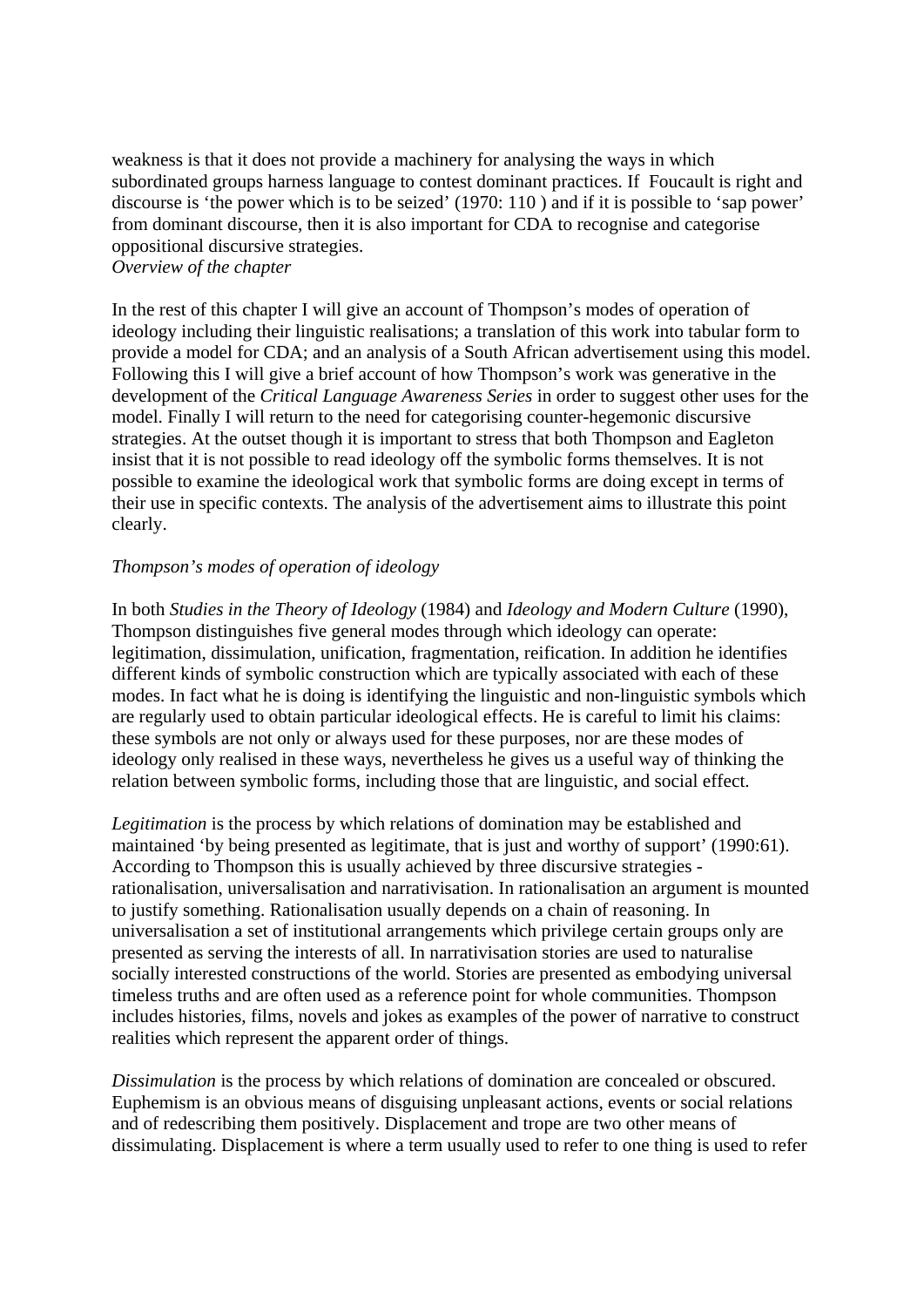weakness is that it does not provide a machinery for analysing the ways in which subordinated groups harness language to contest dominant practices. If Foucault is right and discourse is 'the power which is to be seized' (1970: 110 ) and if it is possible to 'sap power' from dominant discourse, then it is also important for CDA to recognise and categorise oppositional discursive strategies.

*Overview of the chapter*

In the rest of this chapter I will give an account of Thompson's modes of operation of ideology including their linguistic realisations; a translation of this work into tabular form to provide a model for CDA; and an analysis of a South African advertisement using this model. Following this I will give a brief account of how Thompson's work was generative in the development of the *Critical Language Awareness Series* in order to suggest other uses for the model. Finally I will return to the need for categorising counter-hegemonic discursive strategies. At the outset though it is important to stress that both Thompson and Eagleton insist that it is not possible to read ideology off the symbolic forms themselves. It is not possible to examine the ideological work that symbolic forms are doing except in terms of their use in specific contexts. The analysis of the advertisement aims to illustrate this point clearly.

*Thompson's modes of operation of ideology*

In both *Studies in the Theory of Ideology* (1984) and *Ideology and Modern Culture* (1990), Thompson distinguishes five general modes through which ideology can operate: legitimation, dissimulation, unification, fragmentation, reification. In addition he identifies different kinds of symbolic construction which are typically associated with each of these modes. In fact what he is doing is identifying the linguistic and non-linguistic symbols which are regularly used to obtain particular ideological effects. He is careful to limit his claims: these symbols are not only or always used for these purposes, nor are these modes of ideology only realised in these ways, nevertheless he gives us a useful way of thinking the relation between symbolic forms, including those that are linguistic, and social effect.

*Legitimation* is the process by which relations of domination may be established and maintained 'by being presented as legitimate, that is just and worthy of support' (1990:61). According to Thompson this is usually achieved by three discursive strategies - rationalisation, universalisation and narrativisation. In rationalisation an argument is mounted to justify something. Rationalisation usually depends on a chain of reasoning. In universalisation a set of institutional arrangements which privilege certain groups only are presented as serving the interests of all. In narrativisation stories are used to naturalise socially interested constructions of the world. Stories are presented as embodying universal timeless truths and are often used as a reference point for whole communities. Thompson includes histories, films, novels and jokes as examples of the power of narrative to construct realities which represent the apparent order of things.

*Dissimulation* is the process by which relations of domination are concealed or obscured. Euphemism is an obvious means of disguising unpleasant actions, events or social relations and of redescribing them positively. Displacement and trope are two other means of dissimulating. Displacement is where a term usually used to refer to one thing is used to refer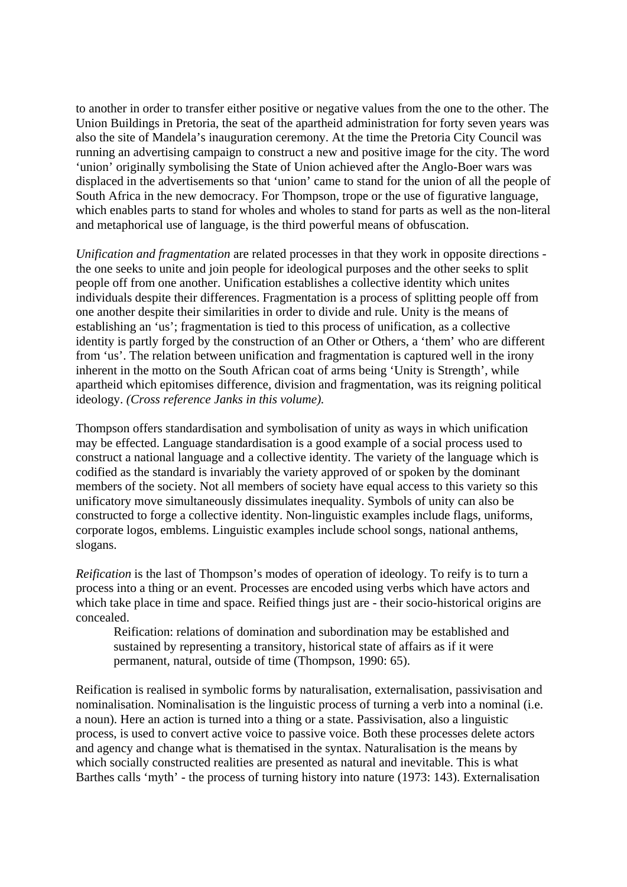to another in order to transfer either positive or negative values from the one to the other. The Union Buildings in Pretoria, the seat of the apartheid administration for forty seven years was also the site of Mandela's inauguration ceremony. At the time the Pretoria City Council was running an advertising campaign to construct a new and positive image for the city. The word 'union' originally symbolising the State of Union achieved after the Anglo-Boer wars was displaced in the advertisements so that 'union' came to stand for the union of all the people of South Africa in the new democracy. For Thompson, trope or the use of figurative language, which enables parts to stand for wholes and wholes to stand for parts as well as the non-literal and metaphorical use of language, is the third powerful means of obfuscation.

*Unification and fragmentation* are related processes in that they work in opposite directions - the one seeks to unite and join people for ideological purposes and the other seeks to split people off from one another. Unification establishes a collective identity which unites individuals despite their differences. Fragmentation is a process of splitting people off from one another despite their similarities in order to divide and rule. Unity is the means of establishing an 'us'; fragmentation is tied to this process of unification, as a collective identity is partly forged by the construction of an Other or Others, a 'them' who are different from 'us'. The relation between unification and fragmentation is captured well in the irony inherent in the motto on the South African coat of arms being 'Unity is Strength', while apartheid which epitomises difference, division and fragmentation, was its reigning political ideology. *(Cross reference Janks in this volume).*

Thompson offers standardisation and symbolisation of unity as ways in which unification may be effected. Language standardisation is a good example of a social process used to construct a national language and a collective identity. The variety of the language which is codified as the standard is invariably the variety approved of or spoken by the dominant members of the society. Not all members of society have equal access to this variety so this unificatory move simultaneously dissimulates inequality. Symbols of unity can also be constructed to forge a collective identity. Non-linguistic examples include flags, uniforms, corporate logos, emblems. Linguistic examples include school songs, national anthems, slogans.

*Reification* is the last of Thompson's modes of operation of ideology. To reify is to turn a process into a thing or an event. Processes are encoded using verbs which have actors and which take place in time and space. Reified things just are - their socio-historical origins are concealed.

> Reification: relations of domination and subordination may be established and sustained by representing a transitory, historical state of affairs as if it were permanent, natural, outside of time (Thompson, 1990: 65).

Reification is realised in symbolic forms by naturalisation, externalisation, passivisation and nominalisation. Nominalisation is the linguistic process of turning a verb into a nominal (i.e. a noun). Here an action is turned into a thing or a state. Passivisation, also a linguistic process, is used to convert active voice to passive voice. Both these processes delete actors and agency and change what is thematised in the syntax. Naturalisation is the means by which socially constructed realities are presented as natural and inevitable. This is what Barthes calls 'myth' - the process of turning history into nature (1973: 143). Externalisation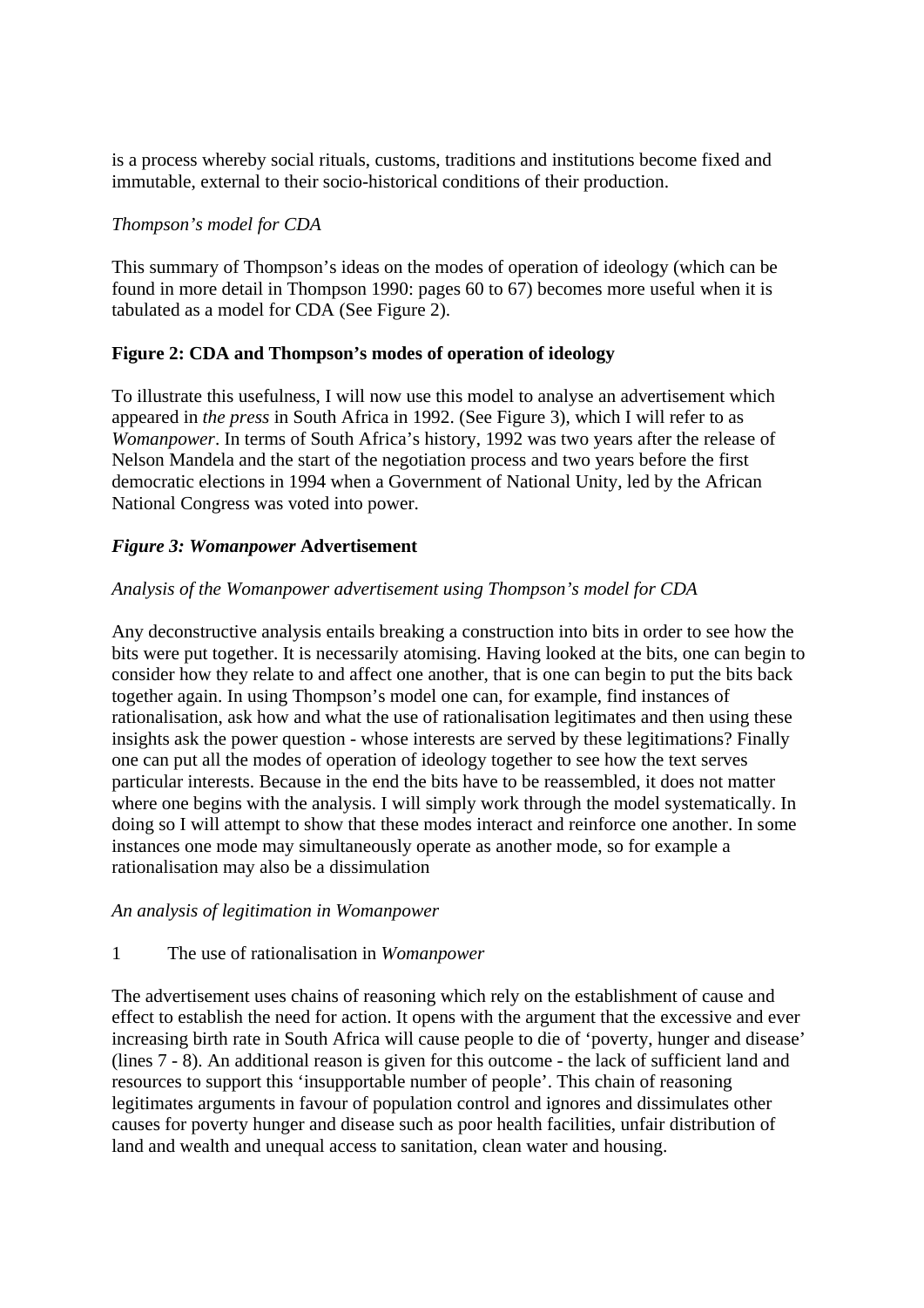is a process whereby social rituals, customs, traditions and institutions become fixed and immutable, external to their socio-historical conditions of their production.

*Thompson's model for CDA*

This summary of Thompson's ideas on the modes of operation of ideology (which can be found in more detail in Thompson 1990: pages 60 to 67) becomes more useful when it is tabulated as a model for CDA (See Figure 2).

**Figure 2: CDA and Thompson's modes of operation of ideology**

To illustrate this usefulness, I will now use this model to analyse an advertisement which appeared in *the press* in South Africa in 1992. (See Figure 3), which I will refer to as *Womanpower*. In terms of South Africa's history, 1992 was two years after the release of Nelson Mandela and the start of the negotiation process and two years before the first democratic elections in 1994 when a Government of National Unity, led by the African National Congress was voted into power.

***Figure 3: Womanpower* Advertisement**

*Analysis of the Womanpower advertisement using Thompson's model for CDA*

Any deconstructive analysis entails breaking a construction into bits in order to see how the bits were put together. It is necessarily atomising. Having looked at the bits, one can begin to consider how they relate to and affect one another, that is one can begin to put the bits back together again. In using Thompson's model one can, for example, find instances of rationalisation, ask how and what the use of rationalisation legitimates and then using these insights ask the power question - whose interests are served by these legitimations? Finally one can put all the modes of operation of ideology together to see how the text serves particular interests. Because in the end the bits have to be reassembled, it does not matter where one begins with the analysis. I will simply work through the model systematically. In doing so I will attempt to show that these modes interact and reinforce one another. In some instances one mode may simultaneously operate as another mode, so for example a rationalisation may also be a dissimulation

*An analysis of legitimation in Womanpower*

1 The use of rationalisation in *Womanpower*

The advertisement uses chains of reasoning which rely on the establishment of cause and effect to establish the need for action. It opens with the argument that the excessive and ever increasing birth rate in South Africa will cause people to die of 'poverty, hunger and disease' (lines 7 - 8). An additional reason is given for this outcome - the lack of sufficient land and resources to support this 'insupportable number of people'. This chain of reasoning legitimates arguments in favour of population control and ignores and dissimulates other causes for poverty hunger and disease such as poor health facilities, unfair distribution of land and wealth and unequal access to sanitation, clean water and housing.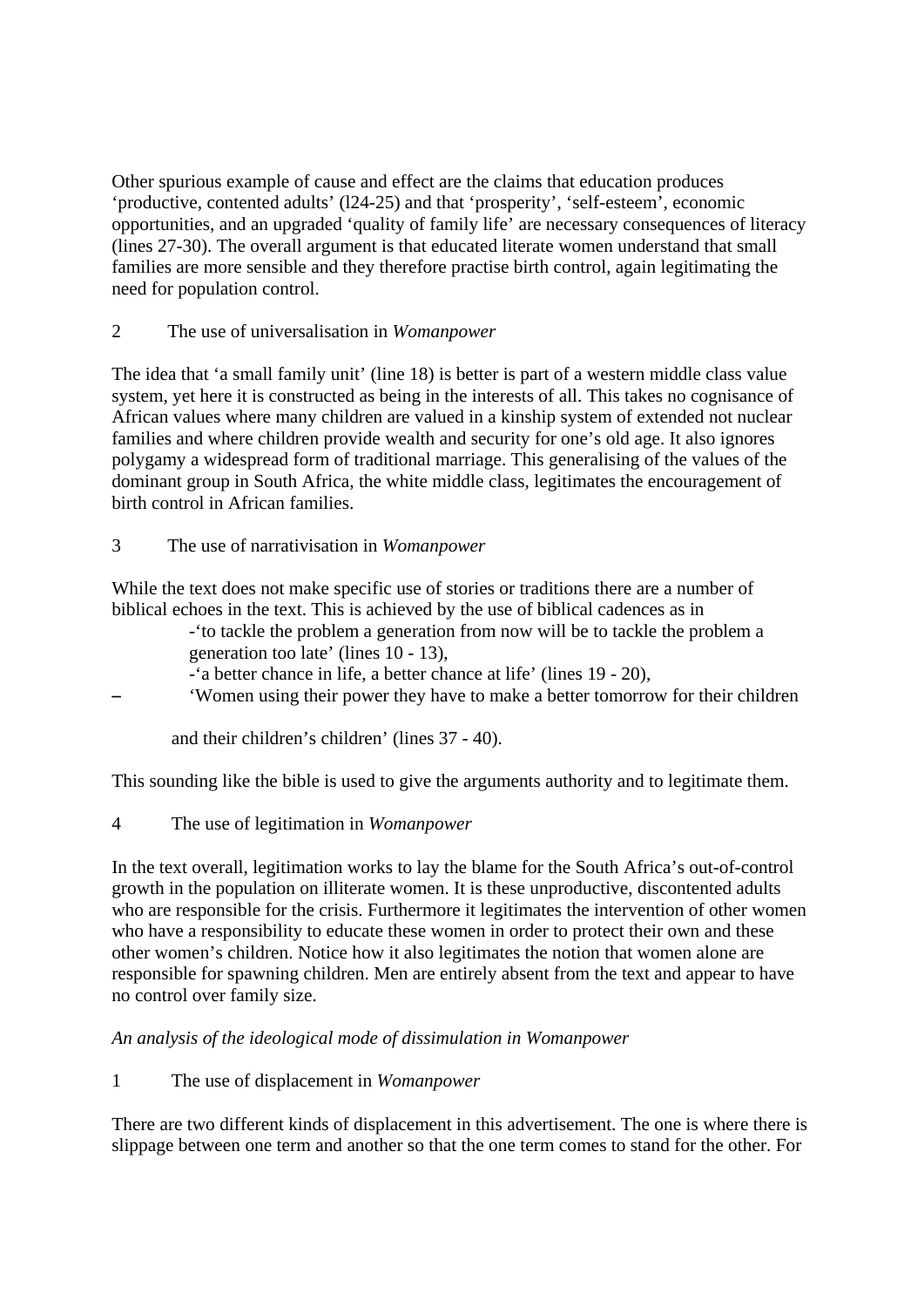Other spurious example of cause and effect are the claims that education produces 'productive, contented adults' (l24-25) and that 'prosperity', 'self-esteem', economic opportunities, and an upgraded 'quality of family life' are necessary consequences of literacy (lines 27-30). The overall argument is that educated literate women understand that small families are more sensible and they therefore practise birth control, again legitimating the need for population control.

2 The use of universalisation in *Womanpower*

The idea that 'a small family unit' (line 18) is better is part of a western middle class value system, yet here it is constructed as being in the interests of all. This takes no cognisance of African values where many children are valued in a kinship system of extended not nuclear families and where children provide wealth and security for one's old age. It also ignores polygamy a widespread form of traditional marriage. This generalising of the values of the dominant group in South Africa, the white middle class, legitimates the encouragement of birth control in African families.

3 The use of narrativisation in *Womanpower*

While the text does not make specific use of stories or traditions there are a number of biblical echoes in the text. This is achieved by the use of biblical cadences as in

- -'to tackle the problem a generation from now will be to tackle the problem a generation too late' (lines 10 - 13),
- -'a better chance in life, a better chance at life' (lines 19 - 20),
- 'Women using their power they have to make a better tomorrow for their children and their children's children' (lines 37 - 40).

This sounding like the bible is used to give the arguments authority and to legitimate them.

4 The use of legitimation in *Womanpower*

In the text overall, legitimation works to lay the blame for the South Africa's out-of-control growth in the population on illiterate women. It is these unproductive, discontented adults who are responsible for the crisis. Furthermore it legitimates the intervention of other women who have a responsibility to educate these women in order to protect their own and these other women's children. Notice how it also legitimates the notion that women alone are responsible for spawning children. Men are entirely absent from the text and appear to have no control over family size.

*An analysis of the ideological mode of dissimulation in Womanpower*

1 The use of displacement in *Womanpower*

There are two different kinds of displacement in this advertisement. The one is where there is slippage between one term and another so that the one term comes to stand for the other. For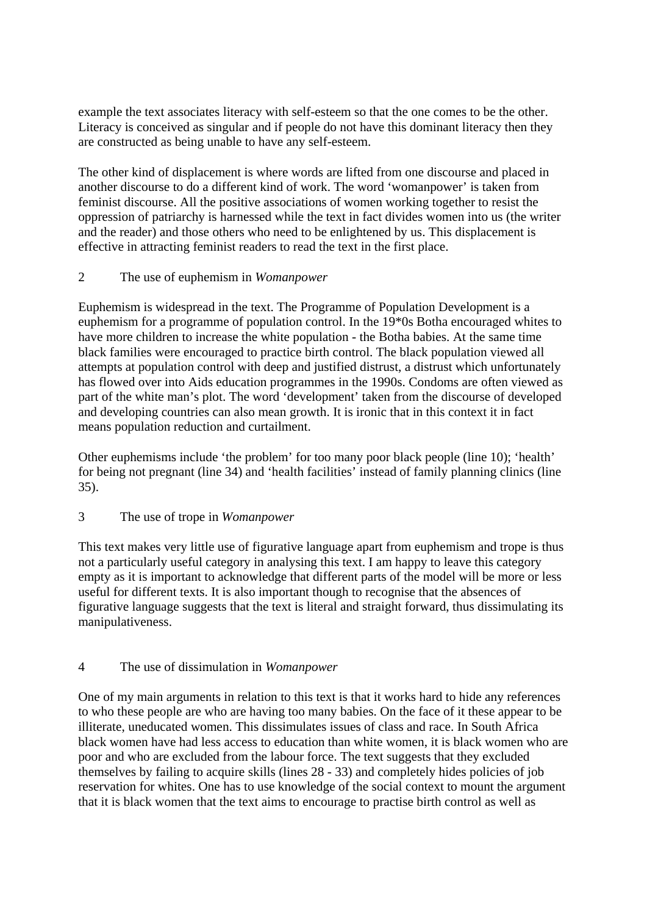example the text associates literacy with self-esteem so that the one comes to be the other. Literacy is conceived as singular and if people do not have this dominant literacy then they are constructed as being unable to have any self-esteem.

The other kind of displacement is where words are lifted from one discourse and placed in another discourse to do a different kind of work. The word 'womanpower' is taken from feminist discourse. All the positive associations of women working together to resist the oppression of patriarchy is harnessed while the text in fact divides women into us (the writer and the reader) and those others who need to be enlightened by us. This displacement is effective in attracting feminist readers to read the text in the first place.

2 The use of euphemism in *Womanpower*

Euphemism is widespread in the text. The Programme of Population Development is a euphemism for a programme of population control. In the 19*0s Botha encouraged whites to have more children to increase the white population - the Botha babies. At the same time black families were encouraged to practice birth control. The black population viewed all attempts at population control with deep and justified distrust, a distrust which unfortunately has flowed over into Aids education programmes in the 1990s. Condoms are often viewed as part of the white man's plot. The word 'development' taken from the discourse of developed and developing countries can also mean growth. It is ironic that in this context it in fact means population reduction and curtailment.

Other euphemisms include 'the problem' for too many poor black people (line 10); 'health' for being not pregnant (line 34) and 'health facilities' instead of family planning clinics (line 35).

3 The use of trope in *Womanpower*

This text makes very little use of figurative language apart from euphemism and trope is thus not a particularly useful category in analysing this text. I am happy to leave this category empty as it is important to acknowledge that different parts of the model will be more or less useful for different texts. It is also important though to recognise that the absences of figurative language suggests that the text is literal and straight forward, thus dissimulating its manipulativeness.

4 The use of dissimulation in *Womanpower*

One of my main arguments in relation to this text is that it works hard to hide any references to who these people are who are having too many babies. On the face of it these appear to be illiterate, uneducated women. This dissimulates issues of class and race. In South Africa black women have had less access to education than white women, it is black women who are poor and who are excluded from the labour force. The text suggests that they excluded themselves by failing to acquire skills (lines 28 - 33) and completely hides policies of job reservation for whites. One has to use knowledge of the social context to mount the argument that it is black women that the text aims to encourage to practise birth control as well as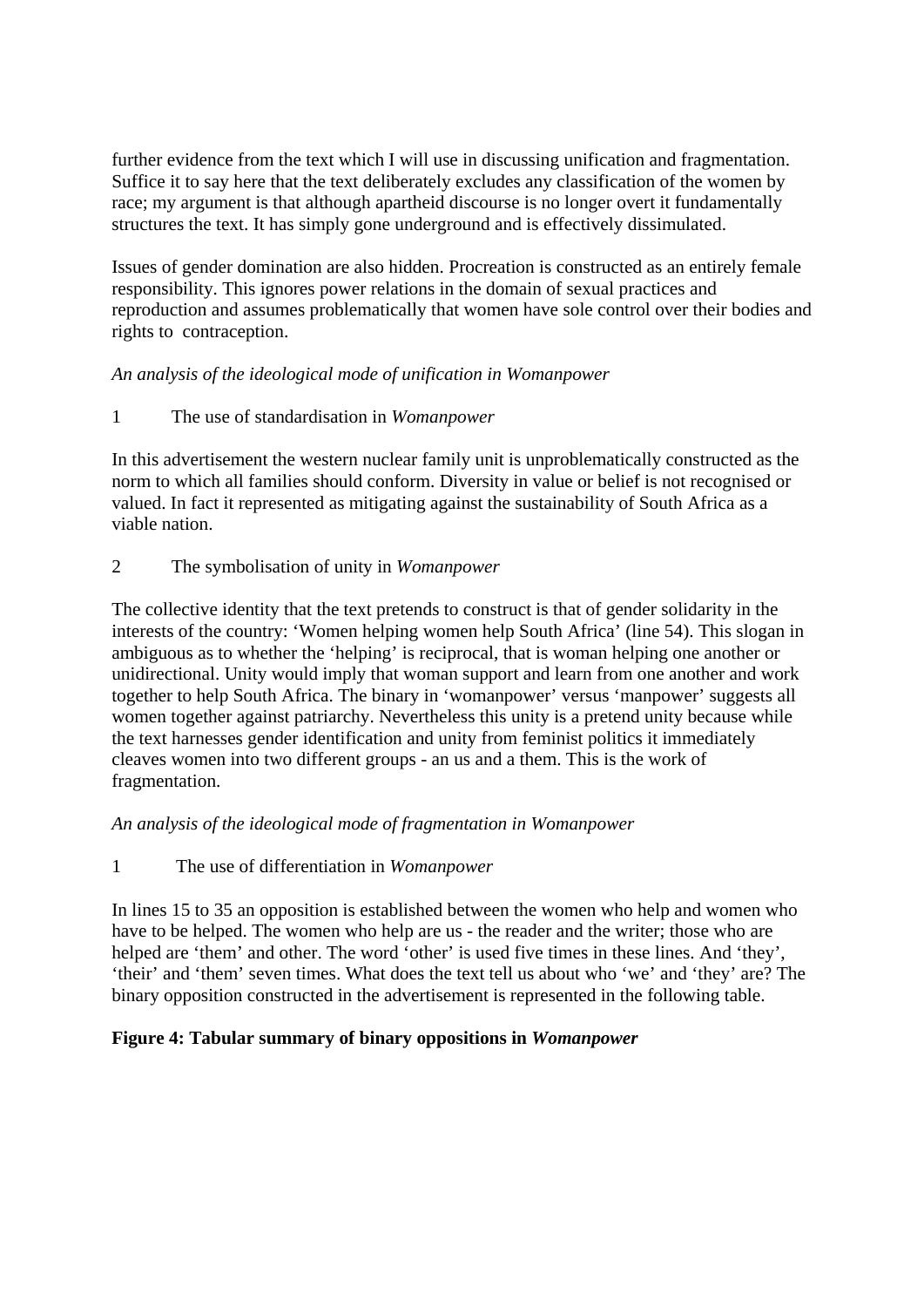further evidence from the text which I will use in discussing unification and fragmentation. Suffice it to say here that the text deliberately excludes any classification of the women by race; my argument is that although apartheid discourse is no longer overt it fundamentally structures the text. It has simply gone underground and is effectively dissimulated.

Issues of gender domination are also hidden. Procreation is constructed as an entirely female responsibility. This ignores power relations in the domain of sexual practices and reproduction and assumes problematically that women have sole control over their bodies and rights to contraception.

*An analysis of the ideological mode of unification in Womanpower*

1 The use of standardisation in *Womanpower*

In this advertisement the western nuclear family unit is unproblematically constructed as the norm to which all families should conform. Diversity in value or belief is not recognised or valued. In fact it represented as mitigating against the sustainability of South Africa as a viable nation.

2 The symbolisation of unity in *Womanpower*

The collective identity that the text pretends to construct is that of gender solidarity in the interests of the country: 'Women helping women help South Africa' (line 54). This slogan in ambiguous as to whether the 'helping' is reciprocal, that is woman helping one another or unidirectional. Unity would imply that woman support and learn from one another and work together to help South Africa. The binary in 'womanpower' versus 'manpower' suggests all women together against patriarchy. Nevertheless this unity is a pretend unity because while the text harnesses gender identification and unity from feminist politics it immediately cleaves women into two different groups - an us and a them. This is the work of fragmentation.

*An analysis of the ideological mode of fragmentation in Womanpower*

1 The use of differentiation in *Womanpower*

In lines 15 to 35 an opposition is established between the women who help and women who have to be helped. The women who help are us - the reader and the writer; those who are helped are 'them' and other. The word 'other' is used five times in these lines. And 'they', 'their' and 'them' seven times. What does the text tell us about who 'we' and 'they' are? The binary opposition constructed in the advertisement is represented in the following table.

**Figure 4: Tabular summary of binary oppositions in *Womanpower***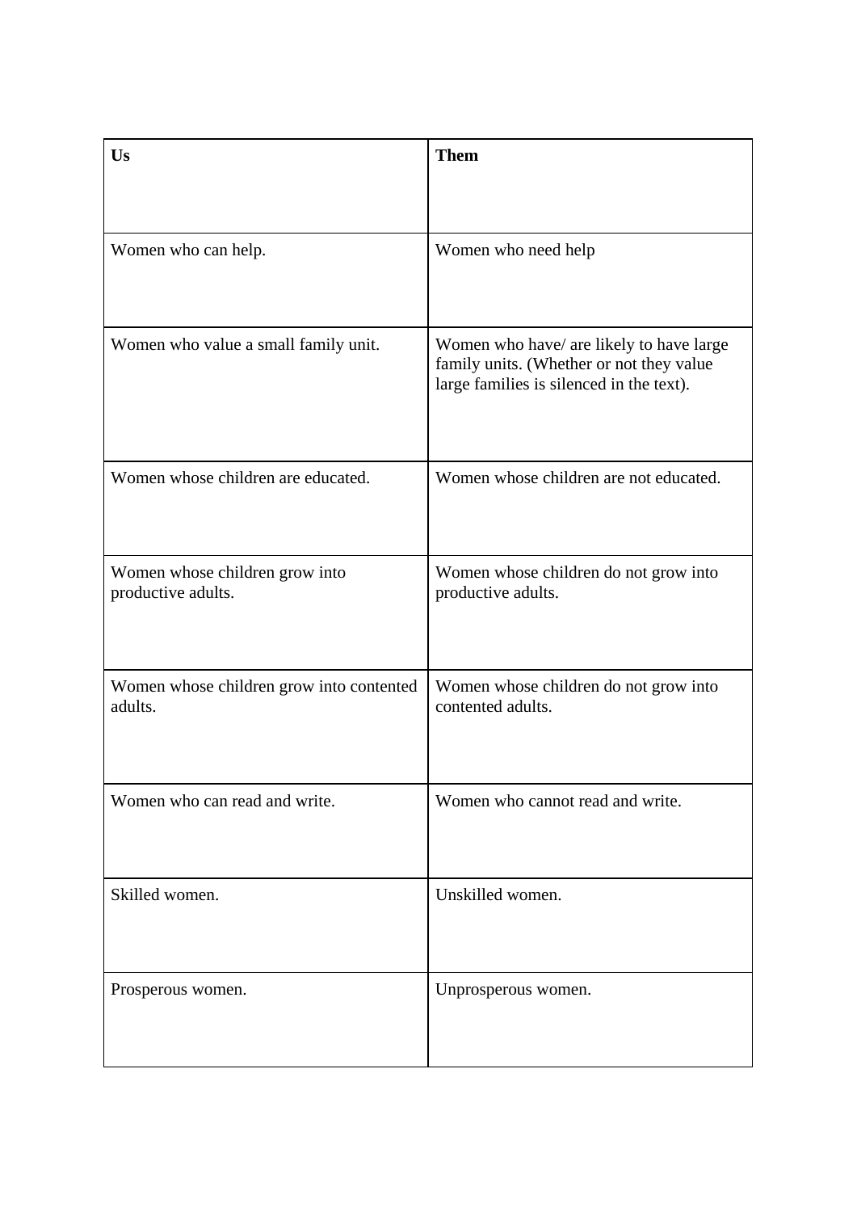| **Us** | **Them** |
|---|---|
| Women who can help. | Women who need help |
| Women who value a small family unit. | Women who have/ are likely to have large family units. (Whether or not they value large families is silenced in the text). |
| Women whose children are educated. | Women whose children are not educated. |
| Women whose children grow into productive adults. | Women whose children do not grow into productive adults. |
| Women whose children grow into contented adults. | Women whose children do not grow into contented adults. |
| Women who can read and write. | Women who cannot read and write. |
| Skilled women. | Unskilled women. |
| Prosperous women. | Unprosperous women. |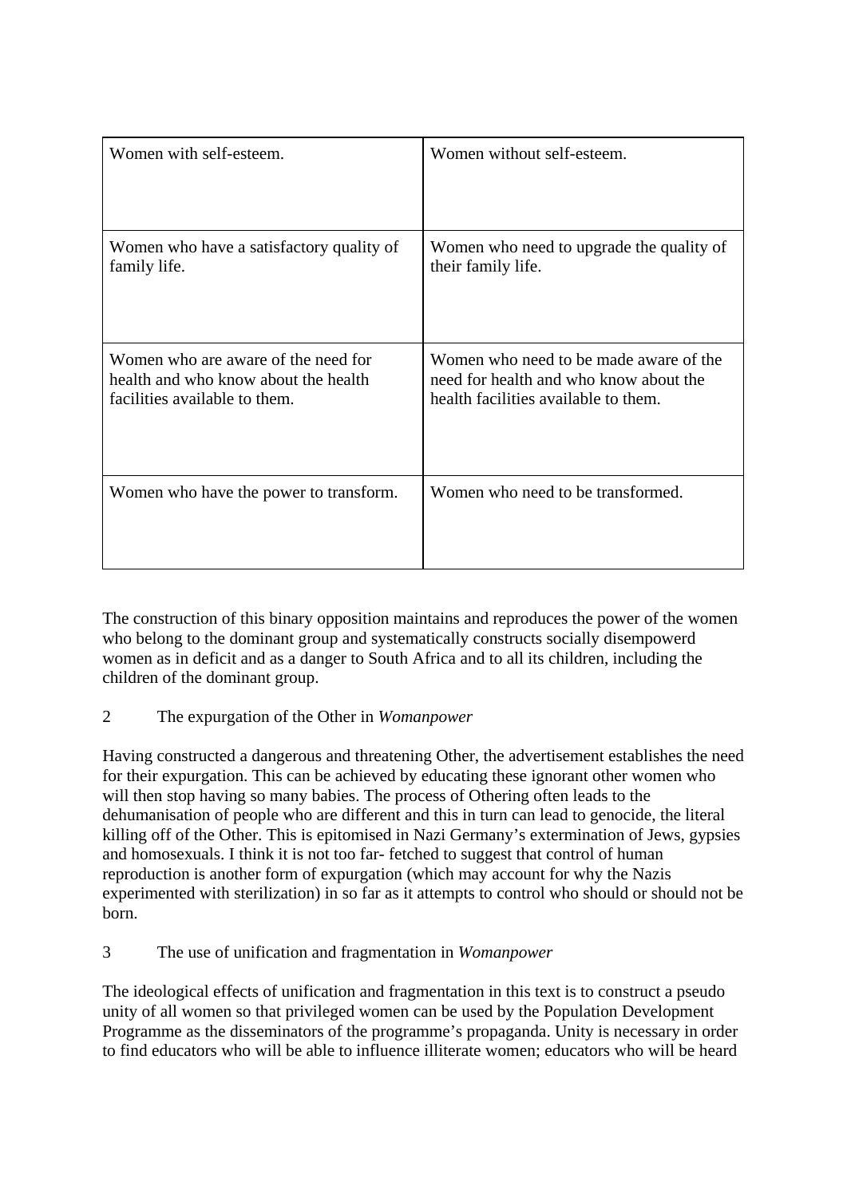| | |
|---|---|
| Women with self-esteem. | Women without self-esteem. |
| Women who have a satisfactory quality of family life. | Women who need to upgrade the quality of their family life. |
| Women who are aware of the need for health and who know about the health facilities available to them. | Women who need to be made aware of the need for health and who know about the health facilities available to them. |
| Women who have the power to transform. | Women who need to be transformed. |

The construction of this binary opposition maintains and reproduces the power of the women who belong to the dominant group and systematically constructs socially disempowerd women as in deficit and as a danger to South Africa and to all its children, including the children of the dominant group.

## 2 The expurgation of the Other in *Womanpower*

Having constructed a dangerous and threatening Other, the advertisement establishes the need for their expurgation. This can be achieved by educating these ignorant other women who will then stop having so many babies. The process of Othering often leads to the dehumanisation of people who are different and this in turn can lead to genocide, the literal killing off of the Other. This is epitomised in Nazi Germany's extermination of Jews, gypsies and homosexuals. I think it is not too far- fetched to suggest that control of human reproduction is another form of expurgation (which may account for why the Nazis experimented with sterilization) in so far as it attempts to control who should or should not be born.

## 3 The use of unification and fragmentation in *Womanpower*

The ideological effects of unification and fragmentation in this text is to construct a pseudo unity of all women so that privileged women can be used by the Population Development Programme as the disseminators of the programme's propaganda. Unity is necessary in order to find educators who will be able to influence illiterate women; educators who will be heard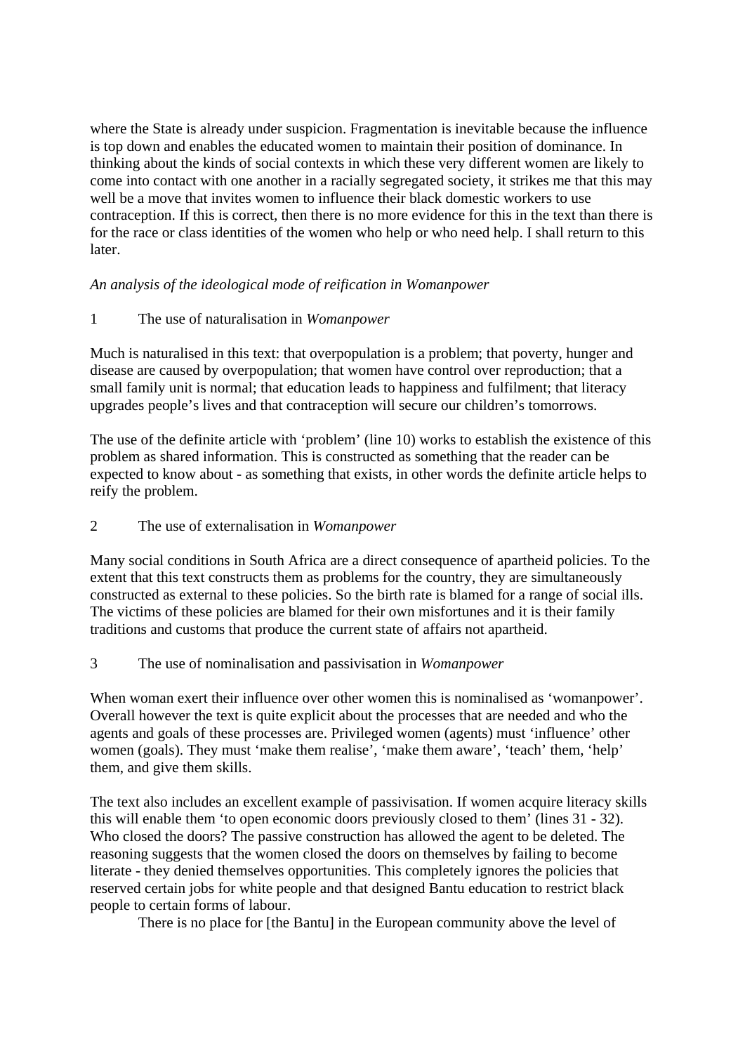where the State is already under suspicion. Fragmentation is inevitable because the influence is top down and enables the educated women to maintain their position of dominance. In thinking about the kinds of social contexts in which these very different women are likely to come into contact with one another in a racially segregated society, it strikes me that this may well be a move that invites women to influence their black domestic workers to use contraception. If this is correct, then there is no more evidence for this in the text than there is for the race or class identities of the women who help or who need help. I shall return to this later.

*An analysis of the ideological mode of reification in Womanpower*

1 The use of naturalisation in *Womanpower*

Much is naturalised in this text: that overpopulation is a problem; that poverty, hunger and disease are caused by overpopulation; that women have control over reproduction; that a small family unit is normal; that education leads to happiness and fulfilment; that literacy upgrades people's lives and that contraception will secure our children's tomorrows.

The use of the definite article with 'problem' (line 10) works to establish the existence of this problem as shared information. This is constructed as something that the reader can be expected to know about - as something that exists, in other words the definite article helps to reify the problem.

2 The use of externalisation in *Womanpower*

Many social conditions in South Africa are a direct consequence of apartheid policies. To the extent that this text constructs them as problems for the country, they are simultaneously constructed as external to these policies. So the birth rate is blamed for a range of social ills. The victims of these policies are blamed for their own misfortunes and it is their family traditions and customs that produce the current state of affairs not apartheid.

3 The use of nominalisation and passivisation in *Womanpower*

When woman exert their influence over other women this is nominalised as 'womanpower'. Overall however the text is quite explicit about the processes that are needed and who the agents and goals of these processes are. Privileged women (agents) must 'influence' other women (goals). They must 'make them realise', 'make them aware', 'teach' them, 'help' them, and give them skills.

The text also includes an excellent example of passivisation. If women acquire literacy skills this will enable them 'to open economic doors previously closed to them' (lines 31 - 32). Who closed the doors? The passive construction has allowed the agent to be deleted. The reasoning suggests that the women closed the doors on themselves by failing to become literate - they denied themselves opportunities. This completely ignores the policies that reserved certain jobs for white people and that designed Bantu education to restrict black people to certain forms of labour.

There is no place for [the Bantu] in the European community above the level of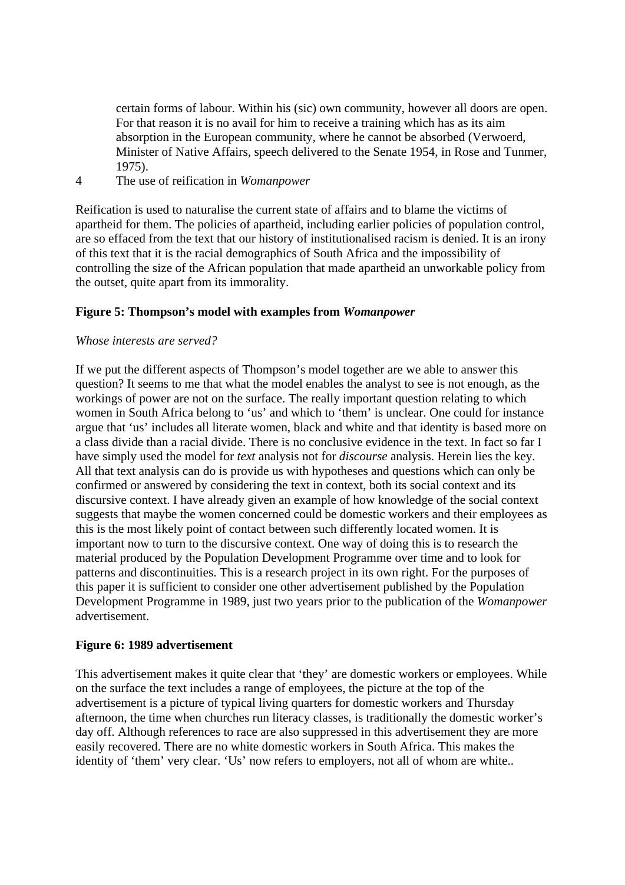> certain forms of labour. Within his (sic) own community, however all doors are open. For that reason it is no avail for him to receive a training which has as its aim absorption in the European community, where he cannot be absorbed (Verwoerd, Minister of Native Affairs, speech delivered to the Senate 1954, in Rose and Tunmer, 1975).

4 The use of reification in *Womanpower*

Reification is used to naturalise the current state of affairs and to blame the victims of apartheid for them. The policies of apartheid, including earlier policies of population control, are so effaced from the text that our history of institutionalised racism is denied. It is an irony of this text that it is the racial demographics of South Africa and the impossibility of controlling the size of the African population that made apartheid an unworkable policy from the outset, quite apart from its immorality.

**Figure 5: Thompson's model with examples from *Womanpower***

*Whose interests are served?*

If we put the different aspects of Thompson's model together are we able to answer this question? It seems to me that what the model enables the analyst to see is not enough, as the workings of power are not on the surface. The really important question relating to which women in South Africa belong to 'us' and which to 'them' is unclear. One could for instance argue that 'us' includes all literate women, black and white and that identity is based more on a class divide than a racial divide. There is no conclusive evidence in the text. In fact so far I have simply used the model for *text* analysis not for *discourse* analysis. Herein lies the key. All that text analysis can do is provide us with hypotheses and questions which can only be confirmed or answered by considering the text in context, both its social context and its discursive context. I have already given an example of how knowledge of the social context suggests that maybe the women concerned could be domestic workers and their employees as this is the most likely point of contact between such differently located women. It is important now to turn to the discursive context. One way of doing this is to research the material produced by the Population Development Programme over time and to look for patterns and discontinuities. This is a research project in its own right. For the purposes of this paper it is sufficient to consider one other advertisement published by the Population Development Programme in 1989, just two years prior to the publication of the *Womanpower* advertisement.

**Figure 6: 1989 advertisement**

This advertisement makes it quite clear that 'they' are domestic workers or employees. While on the surface the text includes a range of employees, the picture at the top of the advertisement is a picture of typical living quarters for domestic workers and Thursday afternoon, the time when churches run literacy classes, is traditionally the domestic worker's day off. Although references to race are also suppressed in this advertisement they are more easily recovered. There are no white domestic workers in South Africa. This makes the identity of 'them' very clear. 'Us' now refers to employers, not all of whom are white..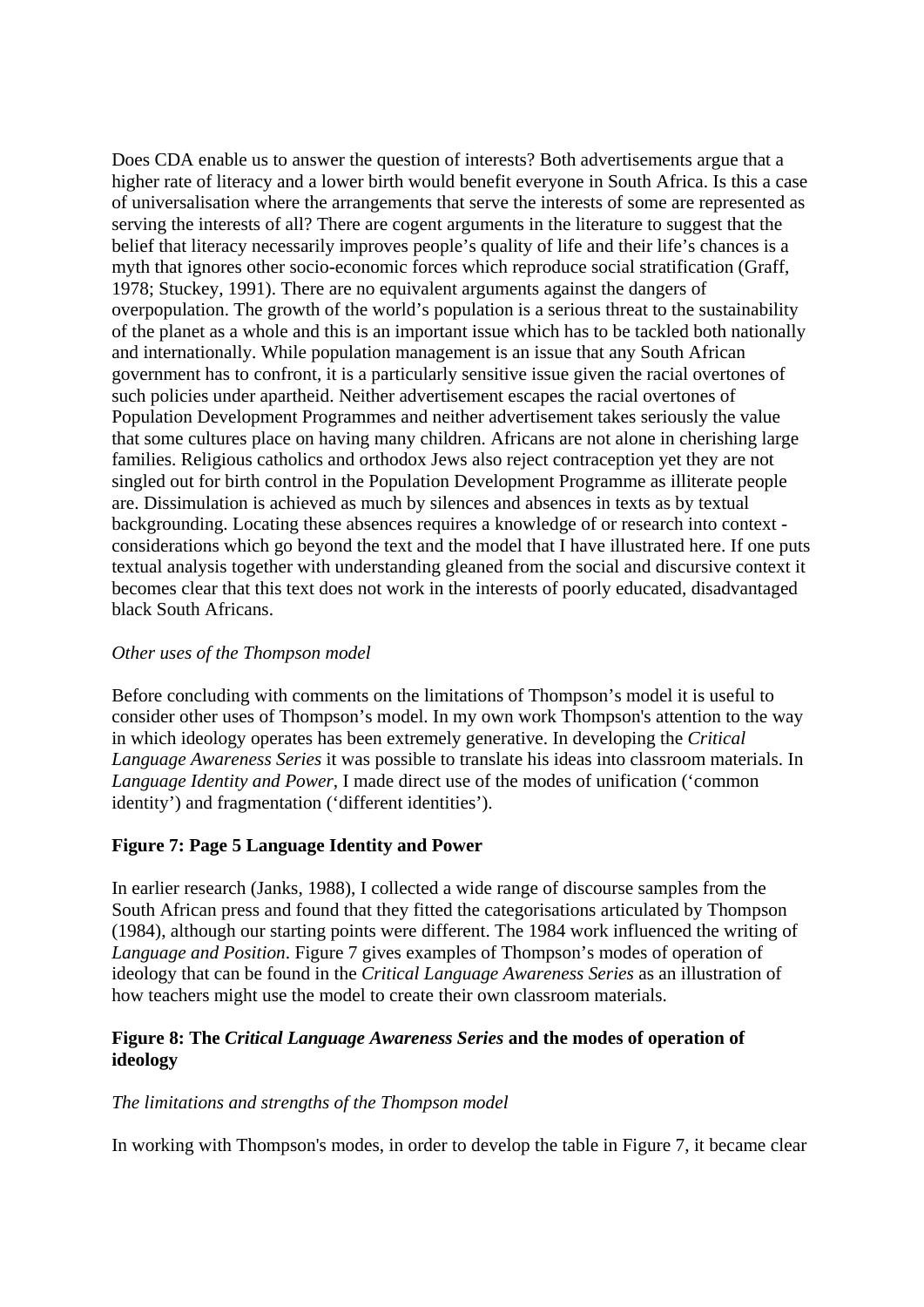Does CDA enable us to answer the question of interests? Both advertisements argue that a higher rate of literacy and a lower birth would benefit everyone in South Africa. Is this a case of universalisation where the arrangements that serve the interests of some are represented as serving the interests of all? There are cogent arguments in the literature to suggest that the belief that literacy necessarily improves people's quality of life and their life's chances is a myth that ignores other socio-economic forces which reproduce social stratification (Graff, 1978; Stuckey, 1991). There are no equivalent arguments against the dangers of overpopulation. The growth of the world's population is a serious threat to the sustainability of the planet as a whole and this is an important issue which has to be tackled both nationally and internationally. While population management is an issue that any South African government has to confront, it is a particularly sensitive issue given the racial overtones of such policies under apartheid. Neither advertisement escapes the racial overtones of Population Development Programmes and neither advertisement takes seriously the value that some cultures place on having many children. Africans are not alone in cherishing large families. Religious catholics and orthodox Jews also reject contraception yet they are not singled out for birth control in the Population Development Programme as illiterate people are. Dissimulation is achieved as much by silences and absences in texts as by textual backgrounding. Locating these absences requires a knowledge of or research into context - considerations which go beyond the text and the model that I have illustrated here. If one puts textual analysis together with understanding gleaned from the social and discursive context it becomes clear that this text does not work in the interests of poorly educated, disadvantaged black South Africans.

*Other uses of the Thompson model*

Before concluding with comments on the limitations of Thompson's model it is useful to consider other uses of Thompson's model. In my own work Thompson's attention to the way in which ideology operates has been extremely generative. In developing the *Critical Language Awareness Series* it was possible to translate his ideas into classroom materials. In *Language Identity and Power*, I made direct use of the modes of unification ('common identity') and fragmentation ('different identities').

**Figure 7: Page 5 Language Identity and Power**

In earlier research (Janks, 1988), I collected a wide range of discourse samples from the South African press and found that they fitted the categorisations articulated by Thompson (1984), although our starting points were different. The 1984 work influenced the writing of *Language and Position*. Figure 7 gives examples of Thompson's modes of operation of ideology that can be found in the *Critical Language Awareness Series* as an illustration of how teachers might use the model to create their own classroom materials.

**Figure 8: The *Critical Language Awareness Series* and the modes of operation of ideology**

*The limitations and strengths of the Thompson model*

In working with Thompson's modes, in order to develop the table in Figure 7, it became clear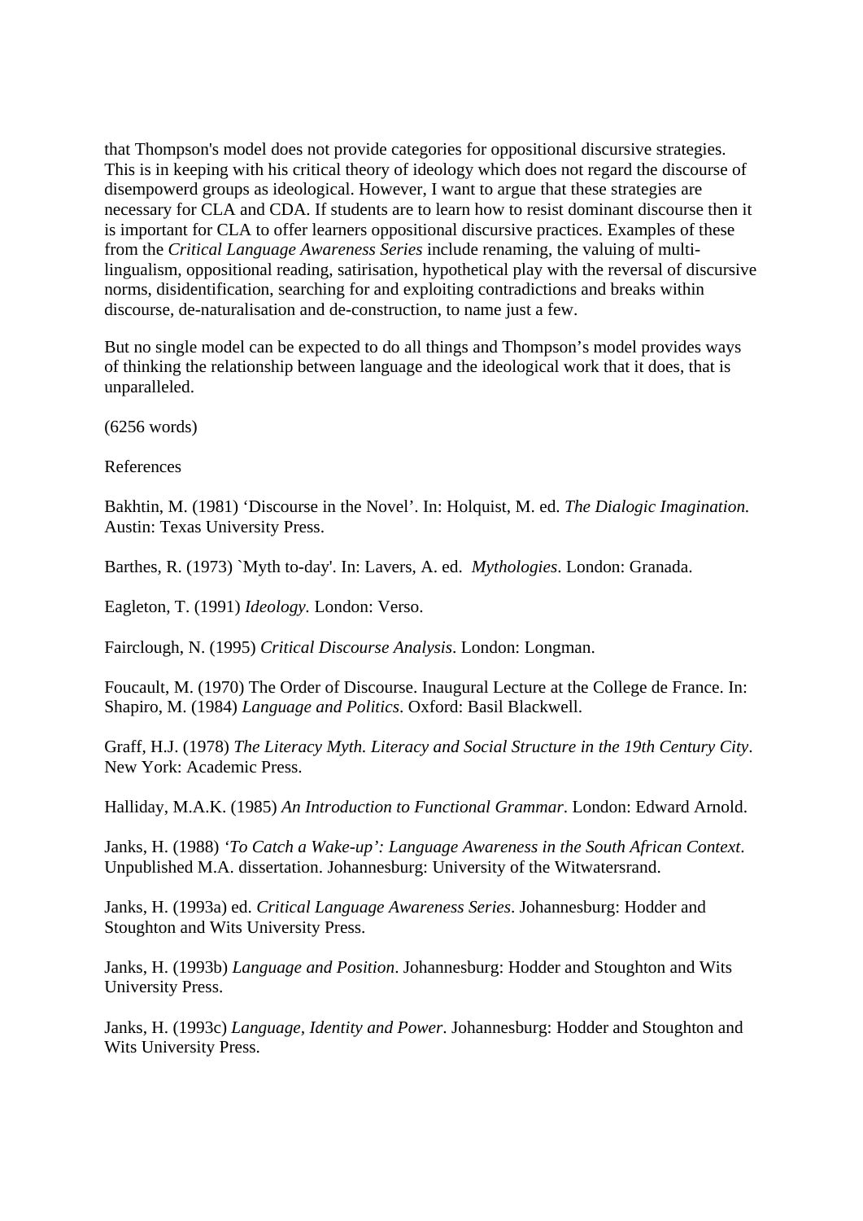that Thompson's model does not provide categories for oppositional discursive strategies. This is in keeping with his critical theory of ideology which does not regard the discourse of disempowerd groups as ideological. However, I want to argue that these strategies are necessary for CLA and CDA. If students are to learn how to resist dominant discourse then it is important for CLA to offer learners oppositional discursive practices. Examples of these from the *Critical Language Awareness Series* include renaming, the valuing of multi-lingualism, oppositional reading, satirisation, hypothetical play with the reversal of discursive norms, disidentification, searching for and exploiting contradictions and breaks within discourse, de-naturalisation and de-construction, to name just a few.

But no single model can be expected to do all things and Thompson's model provides ways of thinking the relationship between language and the ideological work that it does, that is unparalleled.

(6256 words)

References

Bakhtin, M. (1981) 'Discourse in the Novel'. In: Holquist, M. ed. *The Dialogic Imagination.* Austin: Texas University Press.

Barthes, R. (1973) `Myth to-day'. In: Lavers, A. ed. *Mythologies*. London: Granada.

Eagleton, T. (1991) *Ideology.* London: Verso.

Fairclough, N. (1995) *Critical Discourse Analysis*. London: Longman.

Foucault, M. (1970) The Order of Discourse. Inaugural Lecture at the College de France. In: Shapiro, M. (1984) *Language and Politics*. Oxford: Basil Blackwell.

Graff, H.J. (1978) *The Literacy Myth. Literacy and Social Structure in the 19th Century City*. New York: Academic Press.

Halliday, M.A.K. (1985) *An Introduction to Functional Grammar*. London: Edward Arnold.

Janks, H. (1988) *'To Catch a Wake-up': Language Awareness in the South African Context*. Unpublished M.A. dissertation. Johannesburg: University of the Witwatersrand.

Janks, H. (1993a) ed. *Critical Language Awareness Series*. Johannesburg: Hodder and Stoughton and Wits University Press.

Janks, H. (1993b) *Language and Position*. Johannesburg: Hodder and Stoughton and Wits University Press.

Janks, H. (1993c) *Language, Identity and Power*. Johannesburg: Hodder and Stoughton and Wits University Press.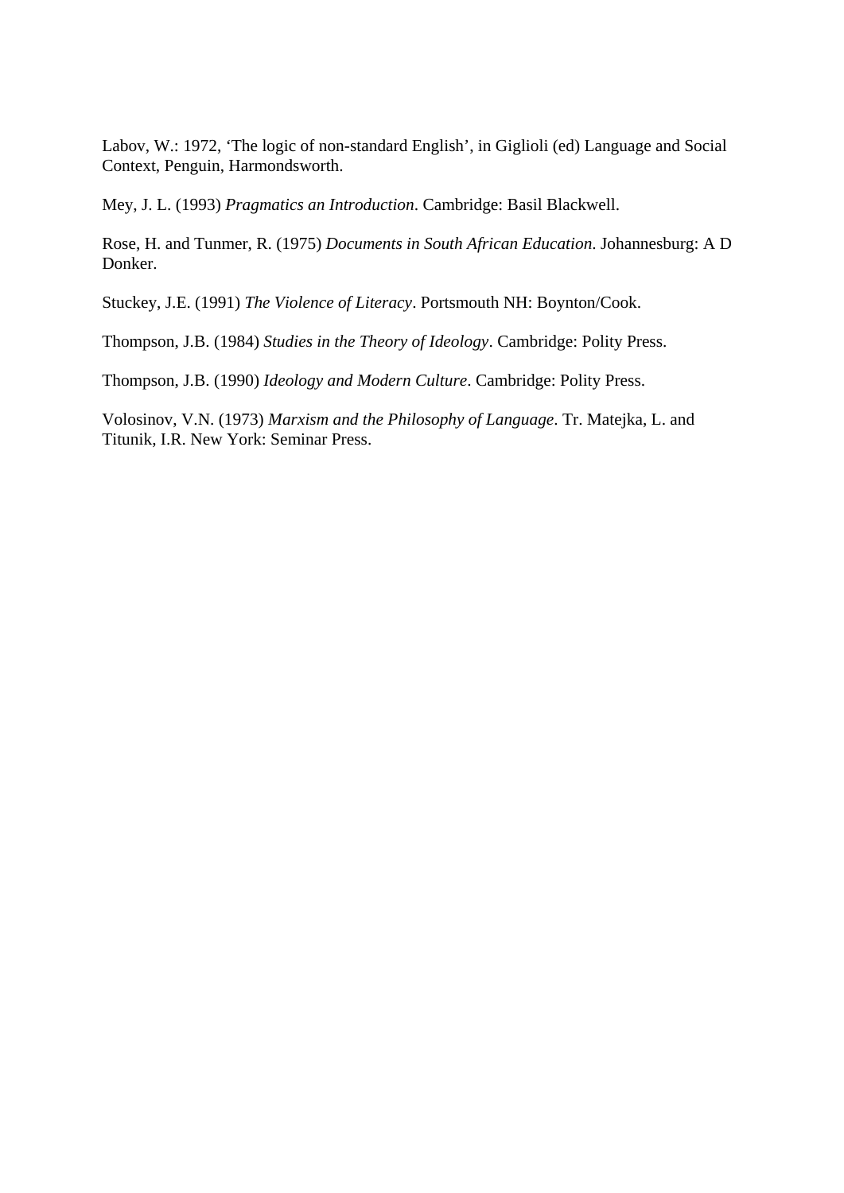Labov, W.: 1972, 'The logic of non-standard English', in Giglioli (ed) Language and Social Context, Penguin, Harmondsworth.

Mey, J. L. (1993) *Pragmatics an Introduction*. Cambridge: Basil Blackwell.

Rose, H. and Tunmer, R. (1975) *Documents in South African Education*. Johannesburg: A D Donker.

Stuckey, J.E. (1991) *The Violence of Literacy*. Portsmouth NH: Boynton/Cook.

Thompson, J.B. (1984) *Studies in the Theory of Ideology*. Cambridge: Polity Press.

Thompson, J.B. (1990) *Ideology and Modern Culture*. Cambridge: Polity Press.

Volosinov, V.N. (1973) *Marxism and the Philosophy of Language*. Tr. Matejka, L. and Titunik, I.R. New York: Seminar Press.